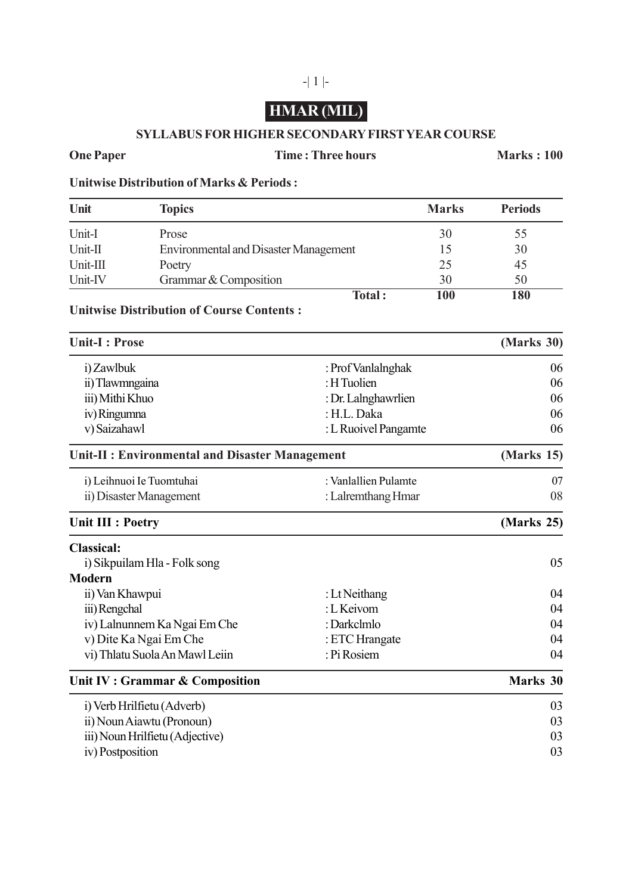# HMAR (MIL)

## SYLLABUS FOR HIGHER SECONDARY FIRST YEAR COURSE

**One Paper** **Time : Three hours** **Marks : 100**

**Unitwise Distribution of Marks & Periods :**

| Unit | Topics | Marks | Periods |
|---|---|---|---|
| Unit-I | Prose | 30 | 55 |
| Unit-II | Environmental and Disaster Management | 15 | 30 |
| Unit-III | Poetry | 25 | 45 |
| Unit-IV | Grammar & Composition | 30 | 50 |
| | **Total :** | **100** | **180** |

**Unitwise Distribution of Course Contents :**

| **Unit-I : Prose** | | **(Marks 30)** |
|---|---|---|
| i) Zawlbuk | : Prof Vanlalnghak | 06 |
| ii) Tlawmngaina | : H Tuolien | 06 |
| iii) Mithi Khuo | : Dr. Lalnghawrlien | 06 |
| iv) Ringumna | : H.L. Daka | 06 |
| v) Saizahawl | : L Ruoivel Pangamte | 06 |

| **Unit-II : Environmental and Disaster Management** | | **(Marks 15)** |
|---|---|---|
| i) Leihnuoi Ie Tuomtuhai | : Vanlallien Pulamte | 07 |
| ii) Disaster Management | : Lalremthang Hmar | 08 |

| **Unit III : Poetry** | | **(Marks 25)** |
|---|---|---|
| **Classical:** | | |
| i) Sikpuilam Hla - Folk song | | 05 |
| **Modern** | | |
| ii) Van Khawpui | : Lt Neithang | 04 |
| iii) Rengchal | : L Keivom | 04 |
| iv) Lalnunnem Ka Ngai Em Che | : Darkclmlo | 04 |
| v) Dite Ka Ngai Em Che | : ETC Hrangate | 04 |
| vi) Thlatu Suola An Mawl Leiin | : Pi Rosiem | 04 |

| **Unit IV : Grammar & Composition** | **Marks 30** |
|---|---|
| i) Verb Hrilfietu (Adverb) | 03 |
| ii) Noun Aiawtu (Pronoun) | 03 |
| iii) Noun Hrilfietu (Adjective) | 03 |
| iv) Postposition | 03 |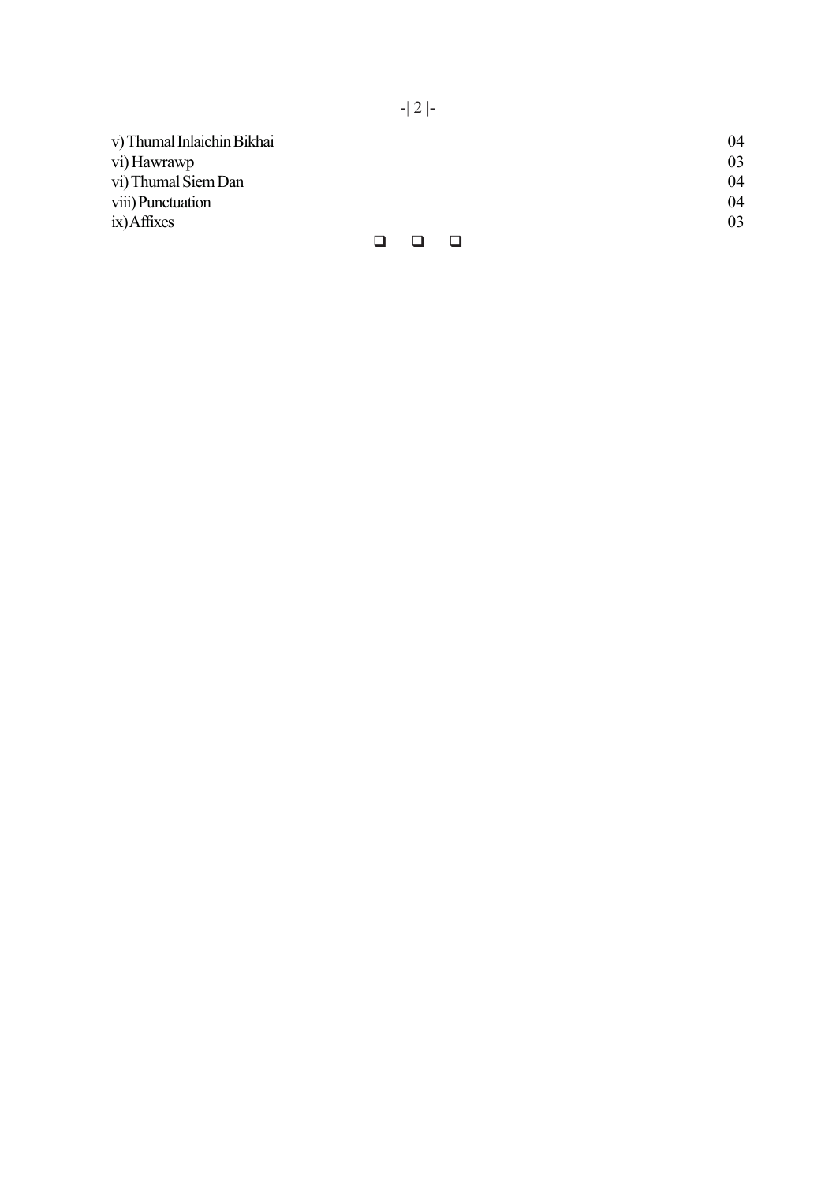| | |
|---|---|
| v) Thumal Inlaichin Bikhai | 04 |
| vi) Hawrawp | 03 |
| vi) Thumal Siem Dan | 04 |
| viii) Punctuation | 04 |
| ix) Affixes | 03 |

❑ ❑ ❑